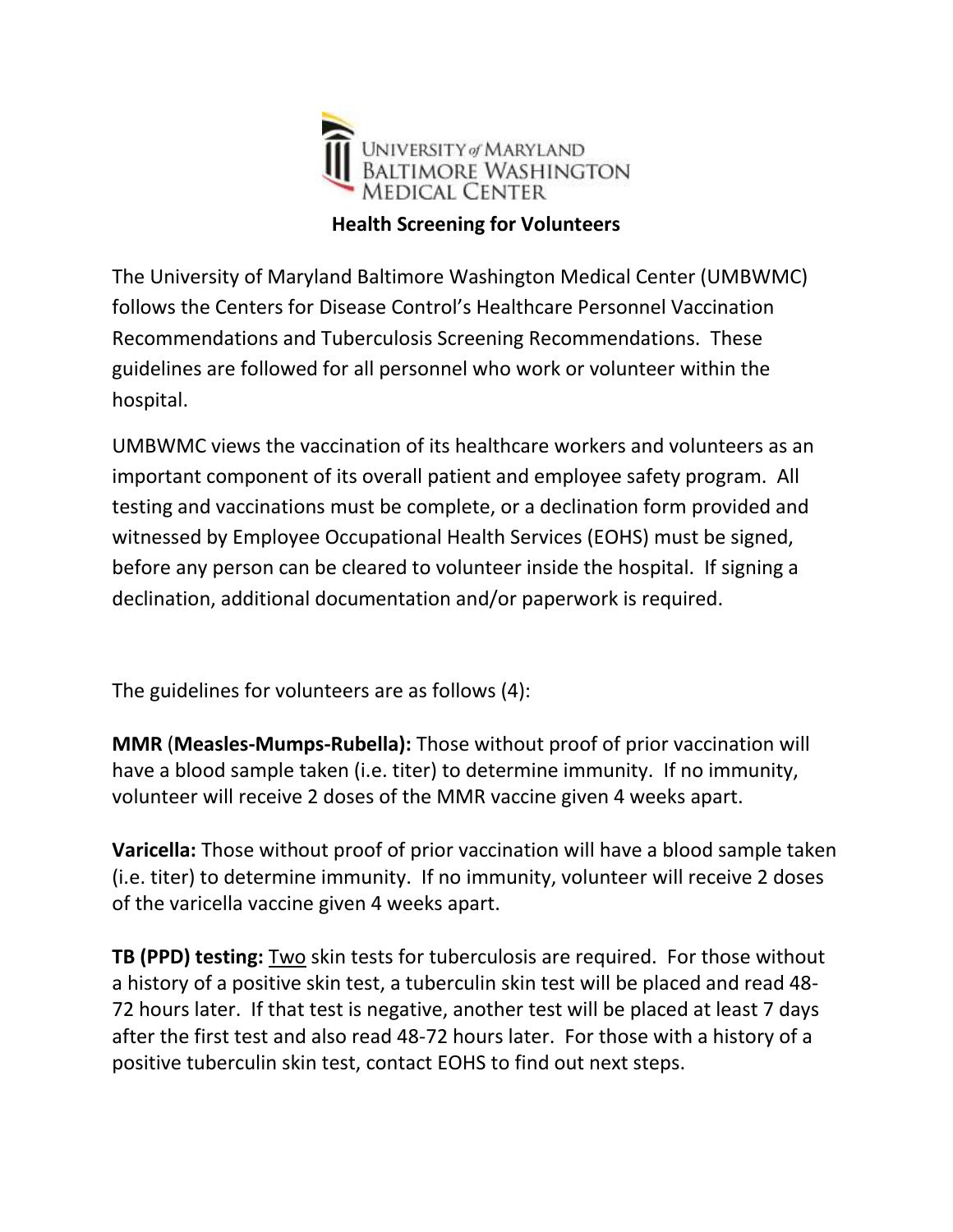UNIVERSITY of MARYLAND
BALTIMORE WASHINGTON
MEDICAL CENTER

# Health Screening for Volunteers

The University of Maryland Baltimore Washington Medical Center (UMBWMC) follows the Centers for Disease Control's Healthcare Personnel Vaccination Recommendations and Tuberculosis Screening Recommendations. These guidelines are followed for all personnel who work or volunteer within the hospital.

UMBWMC views the vaccination of its healthcare workers and volunteers as an important component of its overall patient and employee safety program. All testing and vaccinations must be complete, or a declination form provided and witnessed by Employee Occupational Health Services (EOHS) must be signed, before any person can be cleared to volunteer inside the hospital. If signing a declination, additional documentation and/or paperwork is required.

The guidelines for volunteers are as follows (4):

**MMR** (**Measles-Mumps-Rubella):** Those without proof of prior vaccination will have a blood sample taken (i.e. titer) to determine immunity. If no immunity, volunteer will receive 2 doses of the MMR vaccine given 4 weeks apart.

**Varicella:** Those without proof of prior vaccination will have a blood sample taken (i.e. titer) to determine immunity. If no immunity, volunteer will receive 2 doses of the varicella vaccine given 4 weeks apart.

**TB (PPD) testing:** Two skin tests for tuberculosis are required. For those without a history of a positive skin test, a tuberculin skin test will be placed and read 48-72 hours later. If that test is negative, another test will be placed at least 7 days after the first test and also read 48-72 hours later. For those with a history of a positive tuberculin skin test, contact EOHS to find out next steps.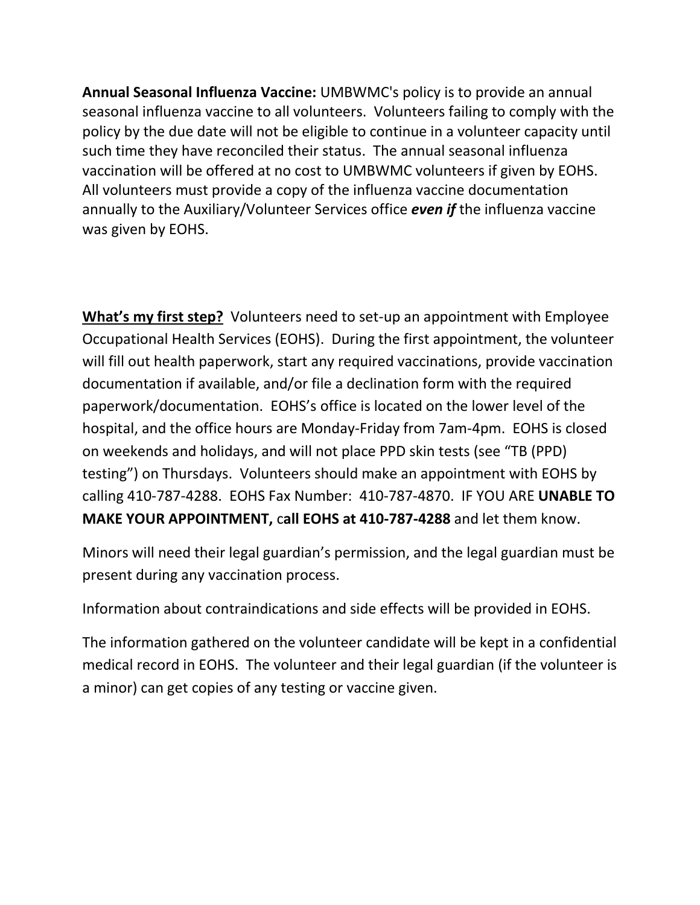**Annual Seasonal Influenza Vaccine:** UMBWMC's policy is to provide an annual seasonal influenza vaccine to all volunteers. Volunteers failing to comply with the policy by the due date will not be eligible to continue in a volunteer capacity until such time they have reconciled their status. The annual seasonal influenza vaccination will be offered at no cost to UMBWMC volunteers if given by EOHS. All volunteers must provide a copy of the influenza vaccine documentation annually to the Auxiliary/Volunteer Services office ***even if*** the influenza vaccine was given by EOHS.

**<u>What's my first step?</u>** Volunteers need to set-up an appointment with Employee Occupational Health Services (EOHS). During the first appointment, the volunteer will fill out health paperwork, start any required vaccinations, provide vaccination documentation if available, and/or file a declination form with the required paperwork/documentation. EOHS's office is located on the lower level of the hospital, and the office hours are Monday-Friday from 7am-4pm. EOHS is closed on weekends and holidays, and will not place PPD skin tests (see "TB (PPD) testing") on Thursdays. Volunteers should make an appointment with EOHS by calling 410-787-4288. EOHS Fax Number: 410-787-4870. IF YOU ARE **UNABLE TO MAKE YOUR APPOINTMENT, call EOHS at 410-787-4288** and let them know.

Minors will need their legal guardian's permission, and the legal guardian must be present during any vaccination process.

Information about contraindications and side effects will be provided in EOHS.

The information gathered on the volunteer candidate will be kept in a confidential medical record in EOHS. The volunteer and their legal guardian (if the volunteer is a minor) can get copies of any testing or vaccine given.